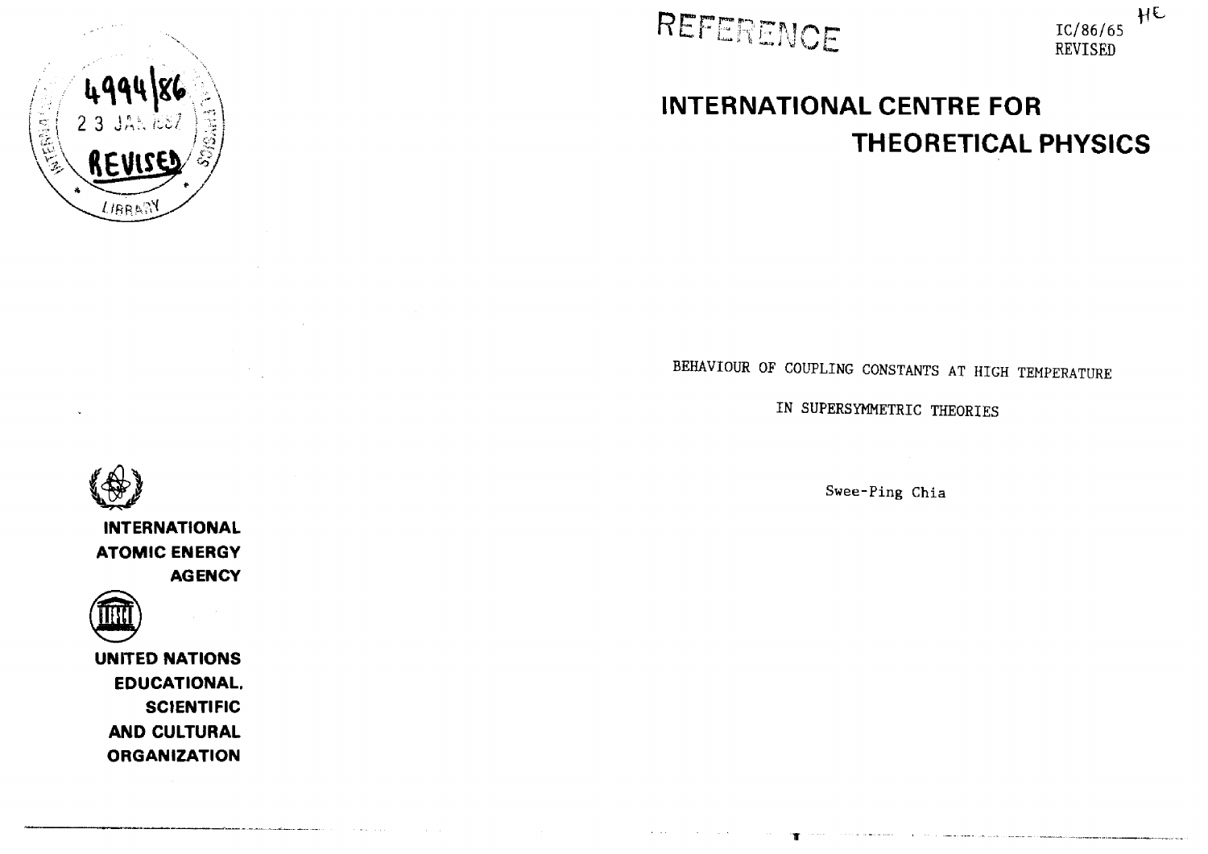REFERENCE

IC/86/65
REVISED

# INTERNATIONAL CENTRE FOR THEORETICAL PHYSICS

BEHAVIOUR OF COUPLING CONSTANTS AT HIGH TEMPERATURE

IN SUPERSYMMETRIC THEORIES

Swee-Ping Chia

**INTERNATIONAL ATOMIC ENERGY AGENCY**

**UNITED NATIONS EDUCATIONAL, SCIENTIFIC AND CULTURAL ORGANIZATION**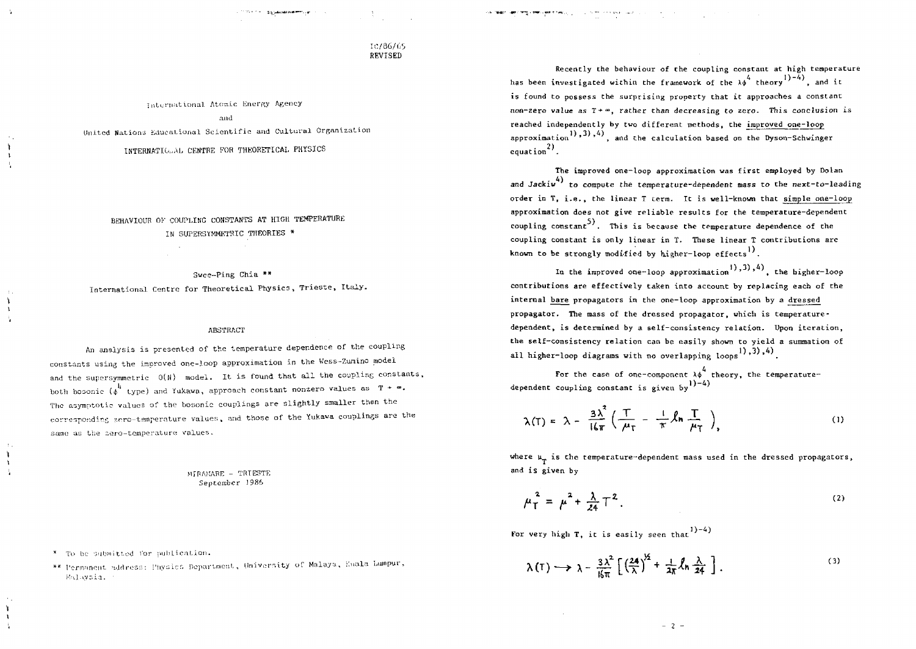IC/86/65
REVISED

International Atomic Energy Agency

and

United Nations Educational Scientific and Cultural Organization

INTERNATIONAL CENTRE FOR THEORETICAL PHYSICS

# BEHAVIOUR OF COUPLING CONSTANTS AT HIGH TEMPERATURE IN SUPERSYMMETRIC THEORIES *

Swee-Ping Chia **

International Centre for Theoretical Physics, Trieste, Italy.

## ABSTRACT

An analysis is presented of the temperature dependence of the coupling constants using the improved one-loop approximation in the Wess-Zumino model and the supersymmetric $O(N)$ model. It is found that all the coupling constants, both bosonic ($\phi^4$ type) and Yukawa, approach constant nonzero values as $T \to \infty$. The asymptotic values of the bosonic couplings are slightly smaller than the corresponding zero-temperature values, and those of the Yukawa couplings are the same as the zero-temperature values.

MIRAMARE – TRIESTE
September 1986

\* To be submitted for publication.

\*\* Permanent address: Physics Department, University of Malaya, Kuala Lumpur, Malaysia.

Recently the behaviour of the coupling constant at high temperature has been investigated within the framework of the $\lambda\phi^4$ theory[1)-4)], and it is found to possess the surprising property that it approaches a constant non-zero value as $T \to \infty$, rather than decreasing to zero. This conclusion is reached independently by two different methods, the improved one-loop approximation[1),3),4)], and the calculation based on the Dyson-Schwinger equation[2)].

The improved one-loop approximation was first employed by Dolan and Jackiw[4)] to compute the temperature-dependent mass to the next-to-leading order in T, i.e., the linear T term. It is well-known that simple one-loop approximation does not give reliable results for the temperature-dependent coupling constant[5)]. This is because the temperature dependence of the coupling constant is only linear in T. These linear T contributions are known to be strongly modified by higher-loop effects[1)].

In the improved one-loop approximation[1),3),4)], the higher-loop contributions are effectively taken into account by replacing each of the internal bare propagators in the one-loop approximation by a dressed propagator. The mass of the dressed propagator, which is temperature-dependent, is determined by a self-consistency relation. Upon iteration, the self-consistency relation can be easily shown to yield a summation of all higher-loop diagrams with no overlapping loops[1),3),4)].

For the case of one-component $\lambda\phi^4$ theory, the temperature-dependent coupling constant is given by[1)-4)]

$$\lambda(T) = \lambda - \frac{3\lambda^2}{16\pi}\left(\frac{T}{\mu_T} - \frac{1}{\pi}\ln\frac{T}{\mu_T}\right), \tag{1}$$

where $\mu_T$ is the temperature-dependent mass used in the dressed propagators, and is given by

$$\mu_T^2 = \mu^2 + \frac{\lambda}{24}T^2. \tag{2}$$

For very high T, it is easily seen that[1)-4)]

$$\lambda(T) \longrightarrow \lambda - \frac{3\lambda^2}{16\pi}\left[\left(\frac{24}{\lambda}\right)^{1/2} + \frac{1}{2\pi}\ln\frac{\lambda}{24}\right]. \tag{3}$$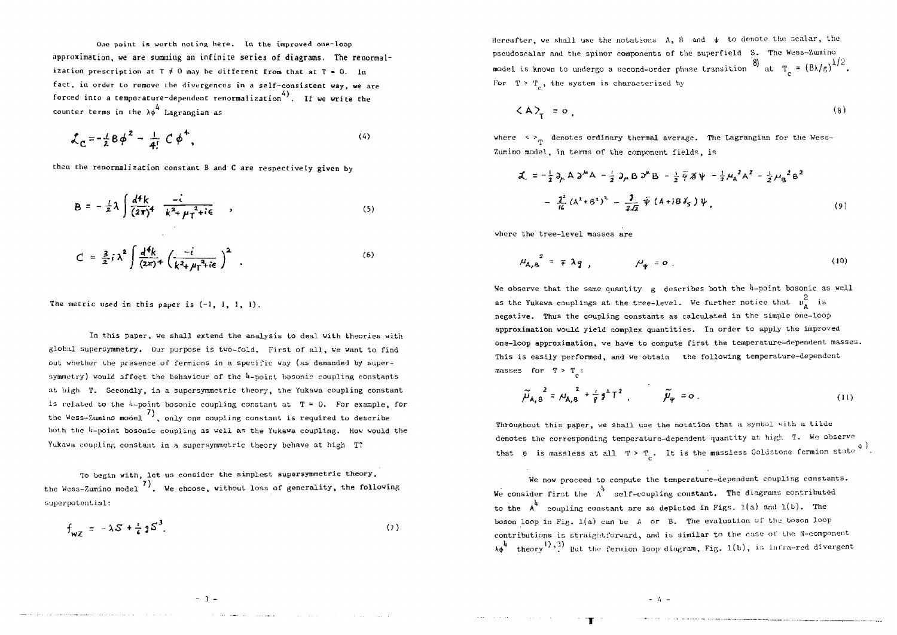One point is worth noting here. In the improved one-loop approximation, we are summing an infinite series of diagrams. The renormalization prescription at $T \neq 0$ may be different from that at $T = 0$. In fact, in order to remove the divergences in a self-consistent way, we are forced into a temperature-dependent renormalization[4]. If we write the counter terms in the $\lambda\phi^4$ Lagrangian as

$$\mathcal{L}_C = -\frac{1}{2} B\phi^2 - \frac{1}{4!} C\phi^4, \tag{4}$$

then the renormalization constant B and C are respectively given by

$$B = -\frac{1}{2}\lambda \int \frac{d^4k}{(2\pi)^4} \frac{-i}{k^2 + \mu_T^2 + i\epsilon} , \tag{5}$$

$$C = \frac{3}{2} i \lambda^2 \int \frac{d^4k}{(2\pi)^4} \left( \frac{-i}{k^2 + \mu_T^2 + i\epsilon} \right)^2 . \tag{6}$$

The metric used in this paper is (-1, 1, 1, 1).

In this paper, we shall extend the analysis to deal with theories with global supersymmetry. Our purpose is two-fold. First of all, we want to find out whether the presence of fermions in a specific way (as demanded by supersymmetry) would affect the behaviour of the 4-point bosonic coupling constants at high T. Secondly, in a supersymmetric theory, the Yukawa coupling constant is related to the 4-point bosonic coupling constant at $T = 0$. For example, for the Wess-Zumino model[7], only one coupling constant is required to describe both the 4-point bosonic coupling as well as the Yukawa coupling. How would the Yukawa coupling constant in a supersymmetric theory behave at high T?

To begin with, let us consider the simplest supersymmetric theory, the Wess-Zumino model[7]. We choose, without loss of generality, the following superpotential:

$$f_{WZ} = -\lambda S + \frac{1}{6} g S^3. \tag{7}$$

Hereafter, we shall use the notations A, B and $\psi$ to denote the scalar, the pseudoscalar and the spinor components of the superfield S. The Wess-Zumino model is known to undergo a second-order phase transition[8] at $T_c = (8\lambda/g)^{1/2}$. For $T > T_c$, the system is characterized by

$$\langle A \rangle_T = 0, \tag{8}$$

where $\langle \ \rangle_T$ denotes ordinary thermal average. The Lagrangian for the Wess-Zumino model, in terms of the component fields, is

$$\mathcal{L} = -\frac{1}{2}\partial_\mu A \partial^\mu A - \frac{1}{2}\partial_\mu B \partial^\mu B - \frac{1}{2}\bar{\psi}\partial\!\!\!/\psi - \frac{1}{2}\mu_A^2 A^2 - \frac{1}{2}\mu_B^2 B^2$$
$$- \frac{g^2}{16}(A^2 + B^2)^2 - \frac{g}{2\sqrt{2}}\bar{\psi}(A + iB\gamma_5)\psi, \tag{9}$$

where the tree-level masses are

$$\mu_{A,B}^2 = \mp \lambda g , \qquad \mu_\psi = 0 . \tag{10}$$

We observe that the same quantity g describes both the 4-point bosonic as well as the Yukawa couplings at the tree-level. We further notice that $\mu_A^2$ is negative. Thus the coupling constants as calculated in the simple one-loop approximation would yield complex quantities. In order to apply the improved one-loop approximation, we have to compute first the temperature-dependent masses. This is easily performed, and we obtain the following temperature-dependent masses for $T > T_c$:

$$\tilde{\mu}_{A,B}^2 = \mu_{A,B}^2 + \frac{1}{8} g^2 T^2 , \qquad \tilde{\mu}_\psi = 0 . \tag{11}$$

Throughout this paper, we shall use the notation that a symbol with a tilde denotes the corresponding temperature-dependent quantity at high T. We observe that $\psi$ is massless at all $T > T_c$. It is the massless Goldstone fermion state[9].

We now proceed to compute the temperature-dependent coupling constants. We consider first the $A^4$ self-coupling constant. The diagrams contributed to the $A^4$ coupling constant are as depicted in Figs. 1(a) and 1(b). The boson loop in Fig. 1(a) can be A or B. The evaluation of the boson loop contributions is straightforward, and is similar to the case of the N-component $\lambda\phi^4$ theory[1),3)]. But the fermion loop diagram, Fig. 1(b), is infra-red divergent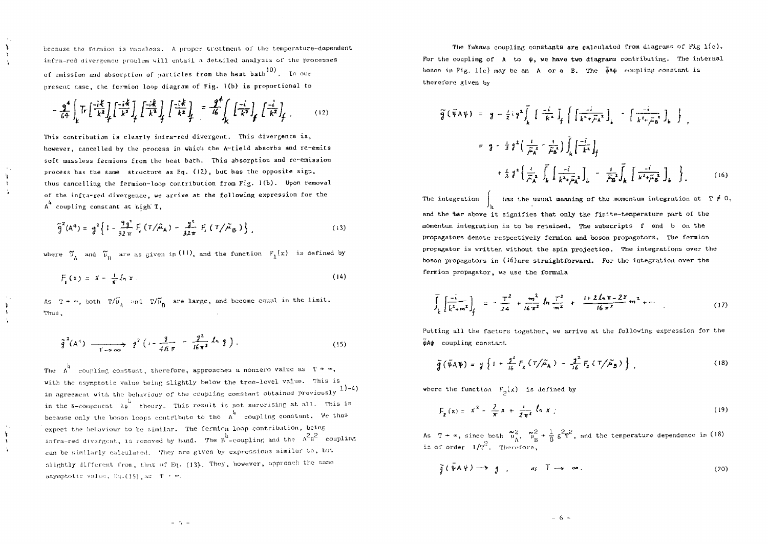because the fermion is massless. A proper treatment of the temperature-dependent infra-red divergence problem will entail a detailed analysis of the processes of emission and absorption of particles from the heat bath[10]. In our present case, the fermion loop diagram of Fig. 1(b) is proportional to

$$-\frac{g^4}{64}\int_k \mathrm{Tr}\left[\frac{-ik\!\!\!/}{k^2}\right]_f\left[\frac{-ik\!\!\!/}{k^2}\right]_f\left[\frac{-ik\!\!\!/}{k^2}\right]_f\left[\frac{-ik\!\!\!/}{k^2}\right]_f = \frac{g^4}{16}\int_k \left[\frac{-i}{k^2}\right]_f\left[\frac{-i}{k^2}\right]_f . \tag{12}$$

This contribution is clearly infra-red divergent. This divergence is, however, cancelled by the process in which the A-field absorbs and re-emits soft massless fermions from the heat bath. This absorption and re-emission process has the same structure as Eq. (12), but has the opposite sign, thus cancelling the fermion-loop contribution from Fig. 1(b). Upon removal of the infra-red divergence, we arrive at the following expression for the $A^4$ coupling constant at high T,

$$\tilde{g}^2(A^4) = g^2\left\{1 - \frac{9g^2}{32\pi}F_1(T/\tilde{\mu}_A) - \frac{g^2}{32\pi}F_1(T/\tilde{\mu}_B)\right\}, \tag{13}$$

where $\tilde{\mu}_A$ and $\tilde{\mu}_B$ are as given in (11), and the function $F_1(x)$ is defined by

$$F_1(x) = x - \frac{1}{\pi}\ln x . \tag{14}$$

As $T \to \infty$, both $T/\tilde{\mu}_A$ and $T/\tilde{\mu}_B$ are large, and become equal in the limit. Thus,

$$\tilde{g}^2(A^4) \xrightarrow[T\to\infty]{} g^2\left(1 - \frac{g}{4\sqrt{2}\pi} - \frac{g^2}{16\pi^2}\ln g\right). \tag{15}$$

The $A^4$ coupling constant, therefore, approaches a nonzero value as $T \to \infty$, with the asymptotic value being slightly below the tree-level value. This is in agreement with the behaviour of the coupling constant obtained previously[1)-4)] in the N-component $\lambda\phi^4$ theory. This result is not surprising at all. This is because only the boson loops contribute to the $A^4$ coupling constant. We thus expect the behaviour to be similar. The fermion loop contribution, being infra-red divergent, is removed by hand. The $B^4$-coupling and the $A^2B^2$ coupling can be similarly calculated. They are given by expressions similar to, but slightly different from, that of Eq. (13). They, however, approach the same asymptotic value, Eq.(15), as $T \to \infty$.

The Yukawa coupling constants are calculated from diagrams of Fig 1(c). For the coupling of A to $\psi$, we have two diagrams contributing. The internal boson in Fig. 1(c) may be an A or a B. The $\bar{\psi}A\psi$ coupling constant is therefore given by

$$\begin{aligned}\tilde{g}(\bar{\psi}A\psi) &= g - \frac{1}{2}ig^2\int_k\left[\frac{-i}{k^2}\right]_f\left\{\left[\frac{-i}{k^2+\tilde{\mu}_A^2}\right]_b - \left[\frac{-i}{k^2+\tilde{\mu}_B^2}\right]_b\right\},\\ &= g - \frac{1}{2}g^2\left(\frac{1}{\tilde{\mu}_A^2} - \frac{1}{\tilde{\mu}_B^2}\right)\bar{\int_k}\left[\frac{-i}{k^2}\right]_f\\ &\quad + \frac{1}{2}g^2\left\{\frac{1}{\tilde{\mu}_A^2}\bar{\int_k}\left[\frac{-i}{k^2+\tilde{\mu}_A^2}\right]_b - \frac{1}{\tilde{\mu}_B^2}\bar{\int_k}\left[\frac{-i}{k^2+\tilde{\mu}_B^2}\right]_b\right\}.\end{aligned} \tag{16}$$

The integration $\int_k$ has the usual meaning of the momentum integration at $T \neq 0$, and the bar above it signifies that only the finite-temperature part of the momentum integration is to be retained. The subscripts f and b on the propagators denote respectively fermion and boson propagators. The fermion propagator is written without the spin projection. The integrations over the boson propagators in (16) are straightforward. For the integration over the fermion propagator, we use the formula

$$\bar{\int_k}\left[\frac{-i}{k^2+m^2}\right]_f = -\frac{T^2}{24} + \frac{m^2}{16\pi^2}\ln\frac{T^2}{m^2} + \frac{1+2\ln\pi-2\gamma}{16\pi^2}m^2 + \cdots \tag{17}$$

Putting all the factors together, we arrive at the following expression for the $\bar{\psi}A\psi$ coupling constant

$$\tilde{g}(\bar{\psi}A\psi) = g\left\{1 + \frac{g^2}{16}F_2(T/\tilde{\mu}_A) - \frac{g^2}{16}F_2(T/\tilde{\mu}_B)\right\}, \tag{18}$$

where the function $F_2(x)$ is defined by

$$F_2(x) = x^2 - \frac{2}{\pi}x + \frac{1}{2\pi^2}\ln x ; \tag{19}$$

As $T \to \infty$, since both $\tilde{\mu}_A^2, \tilde{\mu}_B^2 \to \frac{1}{8}g^2T^2$, and the temperature dependence in (18) is of order $1/T^2$. Therefore,

$$\tilde{g}(\bar{\psi}A\psi) \to g , \qquad \text{as } T \to \infty . \tag{20}$$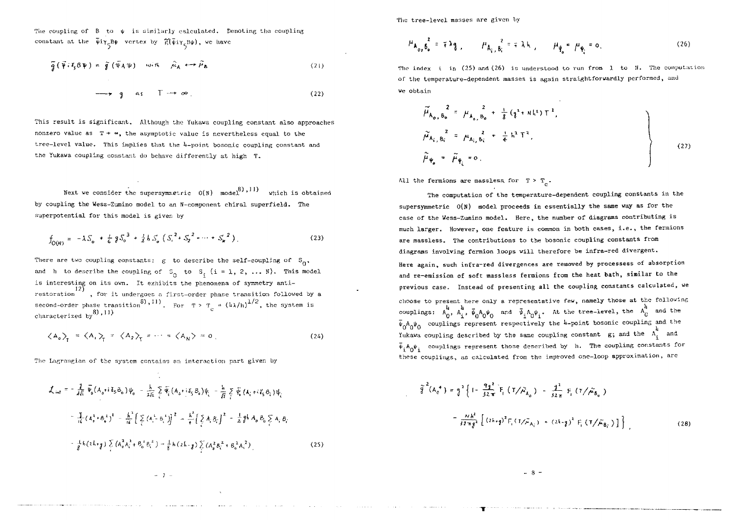The coupling of B to ψ is similarly calculated. Denoting the coupling constant at the $\bar{\psi} i\gamma_5 B\psi$ vertex by $\tilde{g}(\bar{\psi}i\gamma_5 B\psi)$, we have

$$\tilde{g}(\bar{\psi} i\gamma_5 B\psi) = \tilde{g}(\bar{\psi}A\psi) \quad \text{with} \quad \tilde{\mu}_A \longleftrightarrow \tilde{\mu}_B \tag{21}$$

$$\longrightarrow g \quad \text{as} \quad T \to \infty . \tag{22}$$

This result is significant. Although the Yukawa coupling constant also approaches nonzero value as $T \to \infty$, the asymptotic value is nevertheless equal to the tree-level value. This implies that the 4-point bosonic coupling constant and the Yukawa coupling constant do behave differently at high T.

Next we consider the supersymmetric O(N) model[8),11)] which is obtained by coupling the Wess-Zumino model to an N-component chiral superfield. The superpotential for this model is given by

$$f_{O(N)} = -\lambda S_0 + \frac{1}{6} g S_0^3 + \frac{1}{2} h S_0 \left( S_1^2 + S_2^2 + \cdots + S_N^2 \right). \tag{23}$$

There are two coupling constants: $g$ to describe the self-coupling of $S_0$, and $h$ to describe the coupling of $S_0$ to $S_i$ ($i = 1, 2, \ldots N$). This model is interesting on its own. It exhibits the phenomena of symmetry anti-restoration[12)], for it undergoes a first-order phase transition followed by a second-order phase transition[8),11)]. For $T > T_c = (4\lambda/h)^{1/2}$, the system is characterized by[8),11)]

$$\langle A_0 \rangle_T = \langle A_1 \rangle_T = \langle A_2 \rangle_T = \cdots = \langle A_N \rangle = 0 . \tag{24}$$

The Lagrangian of the system contains an interaction part given by

$$\begin{aligned}
\mathcal{L}_{int} = & -\frac{g}{2\sqrt{2}} \bar{\psi}_0 (A_0 + i\gamma_5 B_0)\psi_0 - \frac{h}{2\sqrt{2}} \sum_i \bar{\psi}_i (A_0 + i\gamma_5 B_0)\psi_i - \frac{h}{\sqrt{2}} \sum_i \bar{\psi}_i (A_i + i\gamma_5 B_i)\psi_0 \\
& - \frac{g^2}{16}(A_0^2 + B_0^2)^2 - \frac{h^2}{16}\Big[ \sum_i (A_i^2 - B_i^2) \Big]^2 - \frac{h^2}{4}\Big[ \sum_i A_i B_i \Big]^2 - \frac{1}{2} g h A_0 B_0 \sum_i A_i B_i \\
& - \frac{1}{8} h (2h + g) \sum_i (A_0^2 A_i^2 + B_0^2 B_i^2) - \frac{1}{8} h (2h - g) \sum_i (A_0^2 B_i^2 + B_0^2 A_i^2) .
\end{aligned} \tag{25}$$

The tree-level masses are given by

$$\mu_{A_0, B_0}^2 = \mp \lambda g , \qquad \mu_{A_i, B_i}^2 = \mp \lambda h , \qquad \mu_{\psi_0} = \mu_{\psi_i} = 0 . \tag{26}$$

The index i in (25) and (26) is understood to run from 1 to N. The computation of the temperature-dependent masses is again straightforwardly performed, and we obtain

$$\left.\begin{aligned}
\tilde{\mu}_{A_0, B_0}^2 &= \mu_{A_0, B_0}^2 + \frac{1}{8}(g^2 + N h^2) T^2 , \\
\tilde{\mu}_{A_i, B_i}^2 &= \mu_{A_i, B_i}^2 + \frac{1}{4} h^2 T^2 , \\
\tilde{\mu}_{\psi_0} &= \tilde{\mu}_{\psi_i} = 0 .
\end{aligned}\right\} \tag{27}$$

All the fermions are massless for $T > T_c$.

The computation of the temperature-dependent coupling constants in the supersymmetric O(N) model proceeds in essentially the same way as for the case of the Wess-Zumino model. Here, the number of diagrams contributing is much larger. However, one feature is common in both cases, i.e., the fermions are massless. The contributions to the bosonic coupling constants from diagrams involving fermion loops will therefore be infra-red divergent. Here again, such infra-red divergences are removed by processes of absorption and re-emission of soft massless fermions from the heat bath, similar to the previous case. Instead of presenting all the coupling constants calculated, we choose to present here only a representative few, namely those at the following couplings: $A_0^4$, $A_i^4$, $\bar{\psi}_0 A_0 \psi_0$ and $\bar{\psi}_i A_0 \psi_i$. At the tree-level, the $A_0^4$ and the $\bar{\psi}_0 A_0 \psi_0$ couplings represent respectively the 4-point bosonic coupling and the Yukawa coupling described by the same coupling constant $g$; and the $A_i^4$ and $\bar{\psi}_i A_0 \psi_i$ couplings represent those described by $h$. The coupling constants for these couplings, as calculated from the improved one-loop approximation, are

$$\begin{aligned}
\tilde{g}^2(A_0^4) = g^2 \Big\{ 1 - \frac{9g^2}{32\pi} F_1(T/\tilde{\mu}_{A_0}) - \frac{g^2}{32\pi} F_1(T/\tilde{\mu}_{B_0}) \\
- \frac{N h^2}{32\pi g^2} \Big[ (2h + g)^2 F_1(T/\tilde{\mu}_{A_i}) + (2h - g)^2 F_1(T/\tilde{\mu}_{B_i}) \Big] \Big\} ,
\end{aligned} \tag{28}$$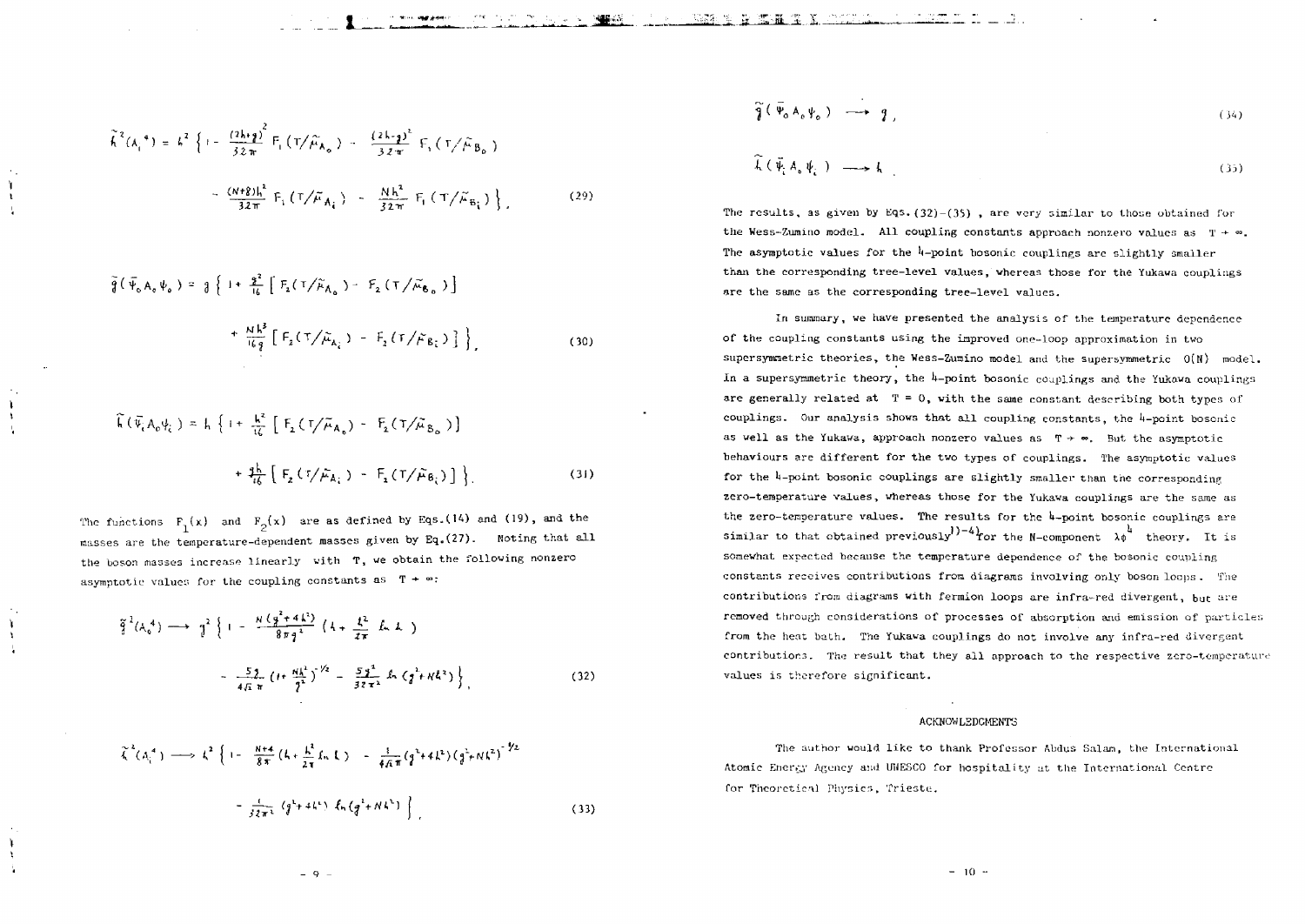$$\tilde{h}^2(A_i{}^4) = h^2 \left\{ 1 - \frac{(2h+g)^2}{32\pi} F_1(T/\tilde{\mu}_{A_0}) - \frac{(2h-g)^2}{32\pi} F_1(T/\tilde{\mu}_{B_0}) \right.$$

$$\left. - \frac{(N+8)h^2}{32\pi} F_1(T/\tilde{\mu}_{A_i}) - \frac{Nh^2}{32\pi} F_1(T/\tilde{\mu}_{B_i}) \right\}, \tag{29}$$

$$\tilde{g}(\bar{\psi}_0 A_0 \psi_0) = g \left\{ 1 + \frac{g^2}{16} \left[ F_2(T/\tilde{\mu}_{A_0}) - F_2(T/\tilde{\mu}_{B_0}) \right] \right.$$

$$\left. + \frac{Nh^2}{16g} \left[ F_2(T/\tilde{\mu}_{A_i}) - F_2(T/\tilde{\mu}_{B_i}) \right] \right\}, \tag{30}$$

$$\tilde{h}(\bar{\psi}_i A_0 \psi_i) = h \left\{ 1 + \frac{h^2}{16} \left[ F_2(T/\tilde{\mu}_{A_0}) - F_2(T/\tilde{\mu}_{B_0}) \right] \right.$$

$$\left. + \frac{gh}{16} \left[ F_2(T/\tilde{\mu}_{A_i}) - F_2(T/\tilde{\mu}_{B_i}) \right] \right\}. \tag{31}$$

The functions $F_1(x)$ and $F_2(x)$ are as defined by Eqs.(14) and (19), and the masses are the temperature-dependent masses given by Eq.(27). Noting that all the boson masses increase linearly with $T$, we obtain the following nonzero asymptotic values for the coupling constants as $T \to \infty$:

$$\tilde{g}^2(A_0{}^4) \longrightarrow g^2 \left\{ 1 - \frac{N(g^2+4h^2)}{8\pi g^2} \left( 4 + \frac{h^2}{2\pi} \ln h \right) \right.$$

$$\left. - \frac{5g}{4\sqrt{3}\,\pi} \left( 1 + \frac{Nh^2}{g^2} \right)^{-1/2} - \frac{5g^2}{32\pi^2} \ln\left(g^2 + Nh^2\right) \right\}, \tag{32}$$

$$\tilde{h}^2(A_i{}^4) \longrightarrow h^2 \left\{ 1 - \frac{N+4}{8\pi} \left( 4 + \frac{h^2}{2\pi} \ln h \right) - \frac{1}{4\sqrt{3}\,\pi} (g^2+4h^2)(g^2+Nh^2)^{-1/2} \right.$$

$$\left. - \frac{1}{32\pi^2} (g^2+4h^2) \ln(g^2+Nh^2) \right\}, \tag{33}$$

$$\tilde{g}(\bar{\psi}_0 A_0 \psi_0) \longrightarrow g, \tag{34}$$

$$\tilde{h}(\bar{\psi}_i A_0 \psi_i) \longrightarrow h. \tag{35}$$

The results, as given by Eqs.(32)-(35), are very similar to those obtained for the Wess-Zumino model. All coupling constants approach nonzero values as $T \to \infty$. The asymptotic values for the 4-point bosonic couplings are slightly smaller than the corresponding tree-level values, whereas those for the Yukawa couplings are the same as the corresponding tree-level values.

In summary, we have presented the analysis of the temperature dependence of the coupling constants using the improved one-loop approximation in two supersymmetric theories, the Wess-Zumino model and the supersymmetric $O(N)$ model. In a supersymmetric theory, the 4-point bosonic couplings and the Yukawa couplings are generally related at $T = 0$, with the same constant describing both types of couplings. Our analysis shows that all coupling constants, the 4-point bosonic as well as the Yukawa, approach nonzero values as $T \to \infty$. But the asymptotic behaviours are different for the two types of couplings. The asymptotic values for the 4-point bosonic couplings are slightly smaller than the corresponding zero-temperature values, whereas those for the Yukawa couplings are the same as the zero-temperature values. The results for the 4-point bosonic couplings are similar to that obtained previously[1)-4)] for the N-component $\lambda\phi^4$ theory. It is somewhat expected because the temperature dependence of the bosonic coupling constants receives contributions from diagrams involving only boson loops. The contributions from diagrams with fermion loops are infra-red divergent, but are removed through considerations of processes of absorption and emission of particles from the heat bath. The Yukawa couplings do not involve any infra-red divergent contributions. The result that they all approach to the respective zero-temperature values is therefore significant.

## ACKNOWLEDGMENTS

The author would like to thank Professor Abdus Salam, the International Atomic Energy Agency and UNESCO for hospitality at the International Centre for Theoretical Physics, Trieste.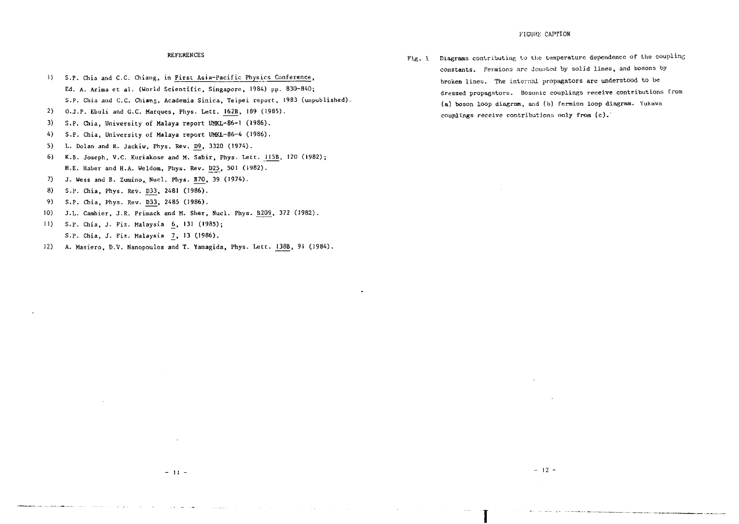## REFERENCES

1) S.P. Chia and C.C. Chiang, in First Asia-Pacific Physics Conference, Ed. A. Arima et al. (World Scientific, Singapore, 1984) pp. 830-840; S.P. Chia and C.C. Chiang, Academia Sinica, Teipei report, 1983 (unpublished).
2) O.J.P. Eboli and G.C. Marques, Phys. Lett. 162B, 189 (1985).
3) S.P. Chia, University of Malaya report UMKL-86-1 (1986).
4) S.P. Chia, University of Malaya report UMKL-86-4 (1986).
5) L. Dolan and R. Jackiw, Phys. Rev. D9, 3320 (1974).
6) K.B. Joseph, V.C. Kuriakose and M. Sabir, Phys. Lett. 115B, 120 (1982); H.E. Haber and H.A. Weldom, Phys. Rev. D25, 501 (1982).
7) J. Wess and B. Zumino, Nucl. Phys. B70, 39 (1974).
8) S.P. Chia, Phys. Rev. D33, 2481 (1986).
9) S.P. Chia, Phys. Rev. D33, 2485 (1986).
10) J.L. Cambier, J.R. Primack and M. Sher, Nucl. Phys. B209, 372 (1982).
11) S.P. Chia, J. Fiz. Malaysia 6, 131 (1985); S.P. Chia, J. Fiz. Malaysia 7, 13 (1986).
12) A. Masiero, D.V. Nanopoulos and T. Yanagida, Phys. Lett. 138B, 91 (1984).

## FIGURE CAPTION

Fig. 1 Diagrams contributing to the temperature dependence of the coupling constants. Fermions are denoted by solid lines, and bosons by broken lines. The internal propagators are understood to be dressed propagators. Bosonic couplings receive contributions from (a) boson loop diagram, and (b) fermion loop diagram. Yukawa couplings receive contributions only from (c).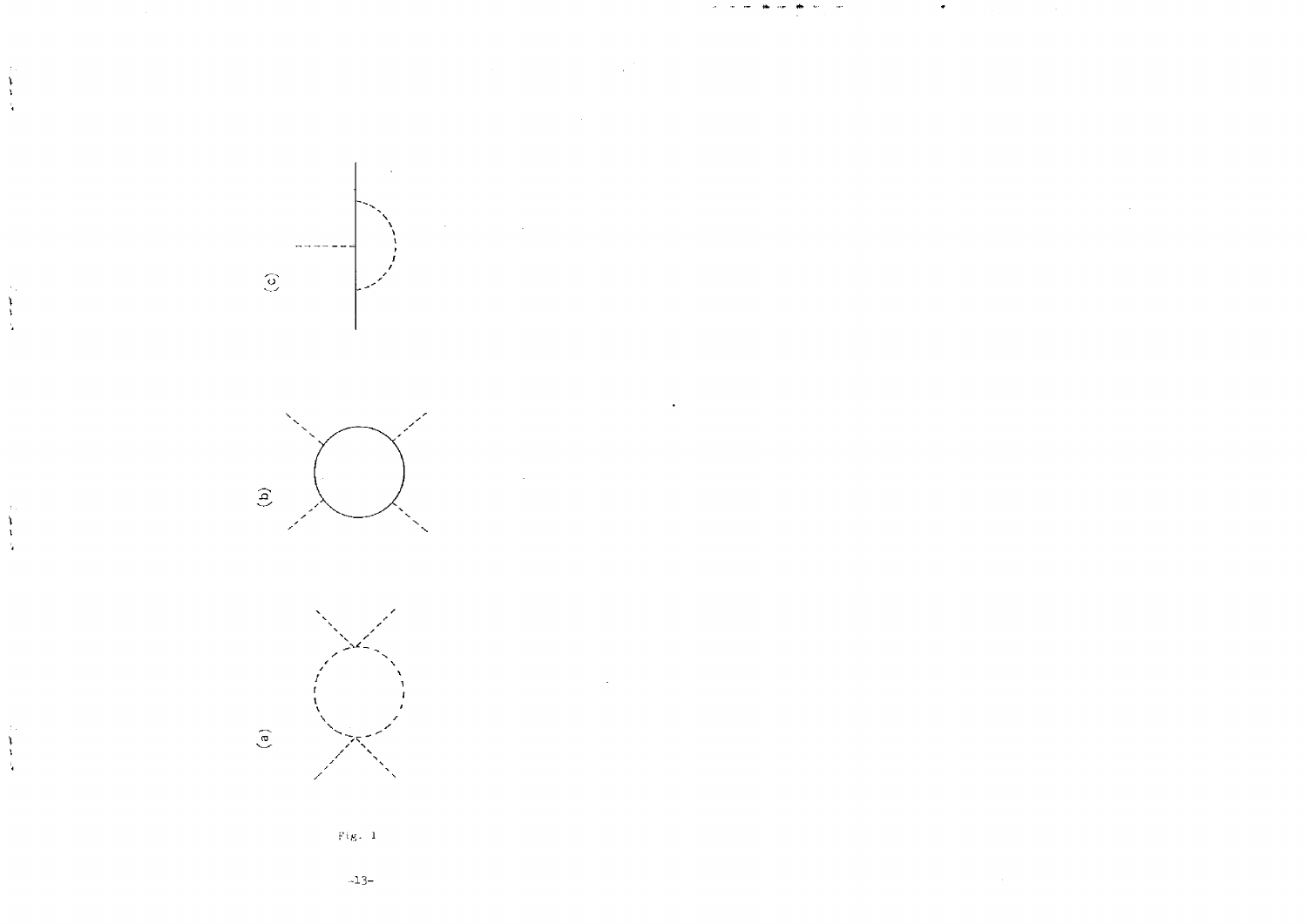(a)

(b)

(c)

Fig. 1